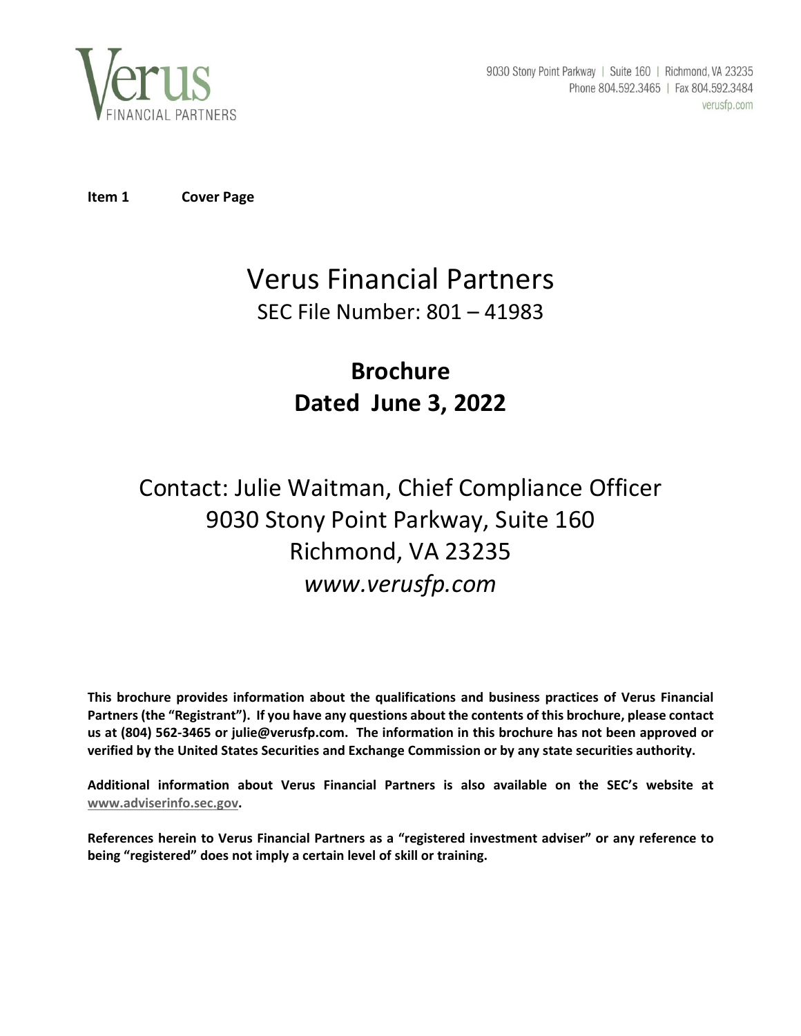Verus Financial Partners

9030 Stony Point Parkway | Suite 160 | Richmond, VA 23235
Phone 804.592.3465 | Fax 804.592.3484
verusfp.com

**Item 1 Cover Page**

# Verus Financial Partners

SEC File Number: 801 – 41983

## Brochure
## Dated June 3, 2022

Contact: Julie Waitman, Chief Compliance Officer
9030 Stony Point Parkway, Suite 160
Richmond, VA 23235
*www.verusfp.com*

**This brochure provides information about the qualifications and business practices of Verus Financial Partners (the "Registrant"). If you have any questions about the contents of this brochure, please contact us at (804) 562-3465 or julie@verusfp.com. The information in this brochure has not been approved or verified by the United States Securities and Exchange Commission or by any state securities authority.**

**Additional information about Verus Financial Partners is also available on the SEC's website at www.adviserinfo.sec.gov.**

**References herein to Verus Financial Partners as a "registered investment adviser" or any reference to being "registered" does not imply a certain level of skill or training.**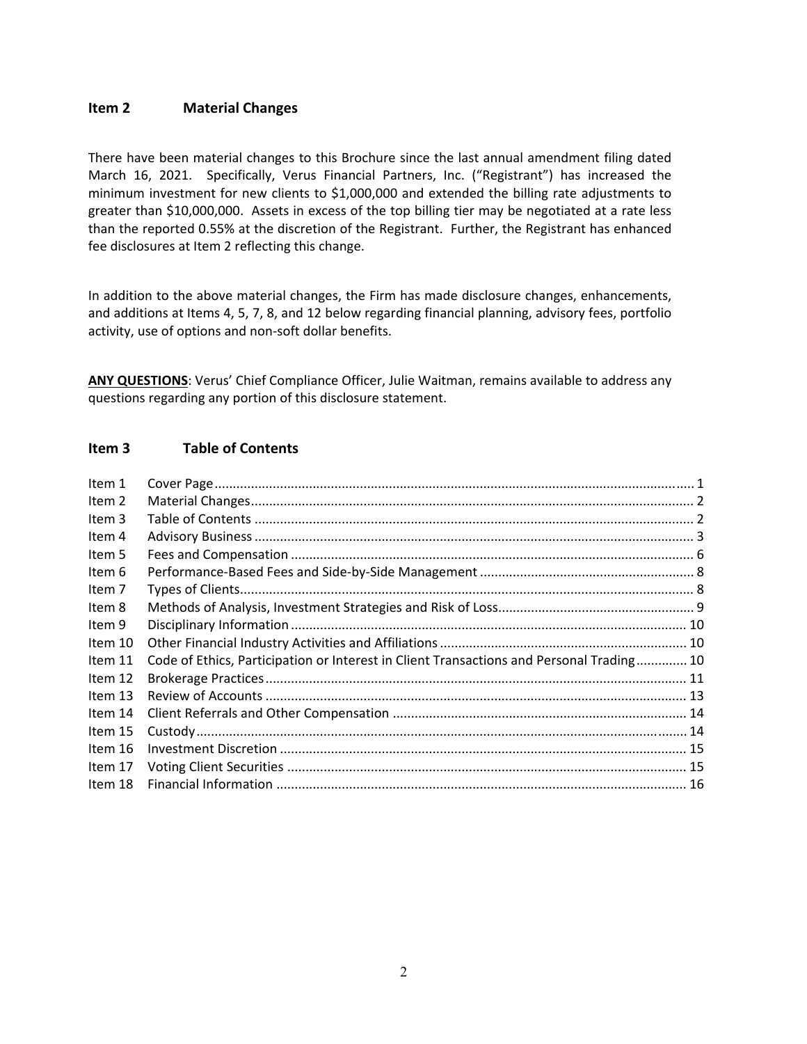## Item 2 Material Changes

There have been material changes to this Brochure since the last annual amendment filing dated March 16, 2021. Specifically, Verus Financial Partners, Inc. ("Registrant") has increased the minimum investment for new clients to $1,000,000 and extended the billing rate adjustments to greater than $10,000,000. Assets in excess of the top billing tier may be negotiated at a rate less than the reported 0.55% at the discretion of the Registrant. Further, the Registrant has enhanced fee disclosures at Item 2 reflecting this change.

In addition to the above material changes, the Firm has made disclosure changes, enhancements, and additions at Items 4, 5, 7, 8, and 12 below regarding financial planning, advisory fees, portfolio activity, use of options and non-soft dollar benefits.

**ANY QUESTIONS**: Verus' Chief Compliance Officer, Julie Waitman, remains available to address any questions regarding any portion of this disclosure statement.

## Item 3 Table of Contents

| Item | Title | Page |
|---|---|---|
| Item 1 | Cover Page | 1 |
| Item 2 | Material Changes | 2 |
| Item 3 | Table of Contents | 2 |
| Item 4 | Advisory Business | 3 |
| Item 5 | Fees and Compensation | 6 |
| Item 6 | Performance-Based Fees and Side-by-Side Management | 8 |
| Item 7 | Types of Clients | 8 |
| Item 8 | Methods of Analysis, Investment Strategies and Risk of Loss | 9 |
| Item 9 | Disciplinary Information | 10 |
| Item 10 | Other Financial Industry Activities and Affiliations | 10 |
| Item 11 | Code of Ethics, Participation or Interest in Client Transactions and Personal Trading | 10 |
| Item 12 | Brokerage Practices | 11 |
| Item 13 | Review of Accounts | 13 |
| Item 14 | Client Referrals and Other Compensation | 14 |
| Item 15 | Custody | 14 |
| Item 16 | Investment Discretion | 15 |
| Item 17 | Voting Client Securities | 15 |
| Item 18 | Financial Information | 16 |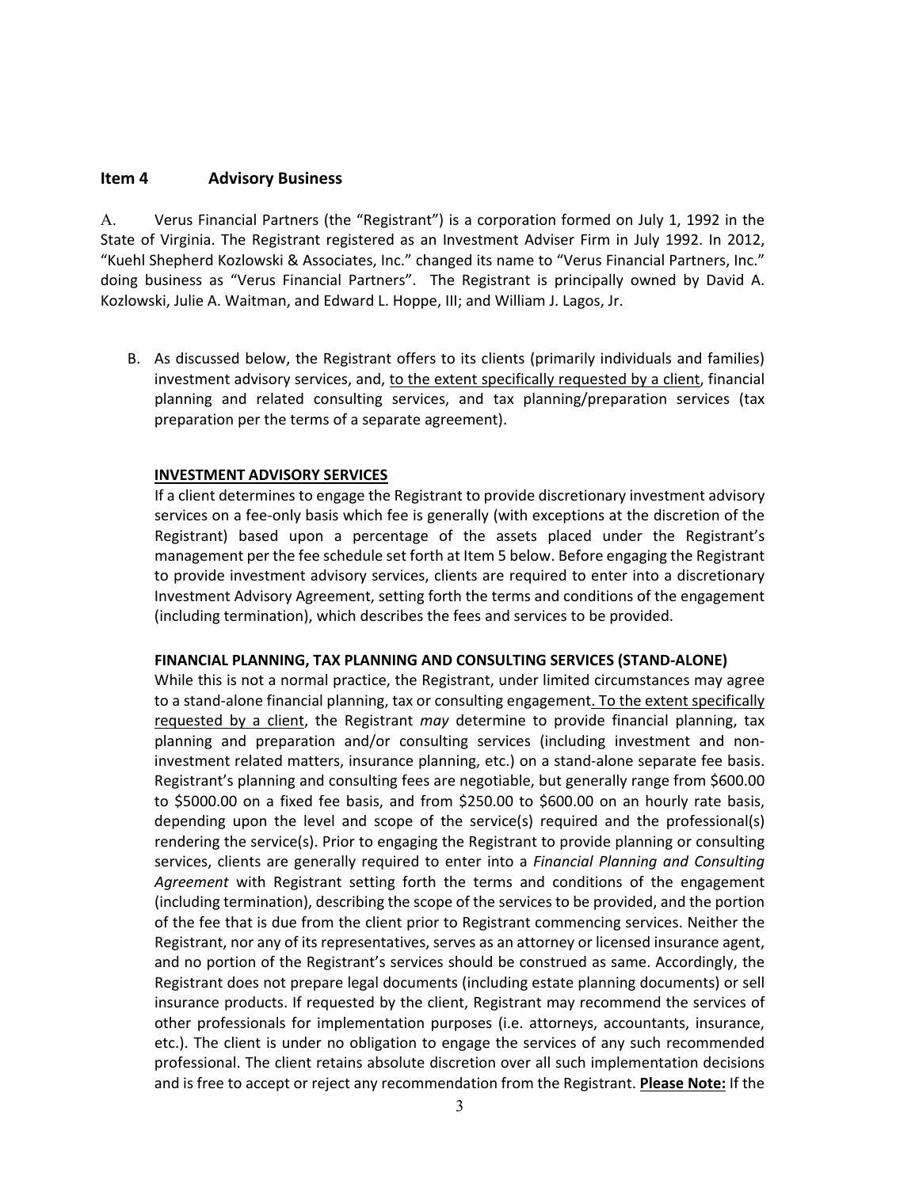## Item 4 Advisory Business

A. Verus Financial Partners (the "Registrant") is a corporation formed on July 1, 1992 in the State of Virginia. The Registrant registered as an Investment Adviser Firm in July 1992. In 2012, "Kuehl Shepherd Kozlowski & Associates, Inc." changed its name to "Verus Financial Partners, Inc." doing business as "Verus Financial Partners". The Registrant is principally owned by David A. Kozlowski, Julie A. Waitman, and Edward L. Hoppe, III; and William J. Lagos, Jr.

B. As discussed below, the Registrant offers to its clients (primarily individuals and families) investment advisory services, and, to the extent specifically requested by a client, financial planning and related consulting services, and tax planning/preparation services (tax preparation per the terms of a separate agreement).

**INVESTMENT ADVISORY SERVICES**

If a client determines to engage the Registrant to provide discretionary investment advisory services on a fee-only basis which fee is generally (with exceptions at the discretion of the Registrant) based upon a percentage of the assets placed under the Registrant's management per the fee schedule set forth at Item 5 below. Before engaging the Registrant to provide investment advisory services, clients are required to enter into a discretionary Investment Advisory Agreement, setting forth the terms and conditions of the engagement (including termination), which describes the fees and services to be provided.

**FINANCIAL PLANNING, TAX PLANNING AND CONSULTING SERVICES (STAND-ALONE)**

While this is not a normal practice, the Registrant, under limited circumstances may agree to a stand-alone financial planning, tax or consulting engagement. To the extent specifically requested by a client, the Registrant *may* determine to provide financial planning, tax planning and preparation and/or consulting services (including investment and non-investment related matters, insurance planning, etc.) on a stand-alone separate fee basis. Registrant's planning and consulting fees are negotiable, but generally range from $600.00 to $5000.00 on a fixed fee basis, and from $250.00 to $600.00 on an hourly rate basis, depending upon the level and scope of the service(s) required and the professional(s) rendering the service(s). Prior to engaging the Registrant to provide planning or consulting services, clients are generally required to enter into a *Financial Planning and Consulting Agreement* with Registrant setting forth the terms and conditions of the engagement (including termination), describing the scope of the services to be provided, and the portion of the fee that is due from the client prior to Registrant commencing services. Neither the Registrant, nor any of its representatives, serves as an attorney or licensed insurance agent, and no portion of the Registrant's services should be construed as same. Accordingly, the Registrant does not prepare legal documents (including estate planning documents) or sell insurance products. If requested by the client, Registrant may recommend the services of other professionals for implementation purposes (i.e. attorneys, accountants, insurance, etc.). The client is under no obligation to engage the services of any such recommended professional. The client retains absolute discretion over all such implementation decisions and is free to accept or reject any recommendation from the Registrant. **Please Note:** If the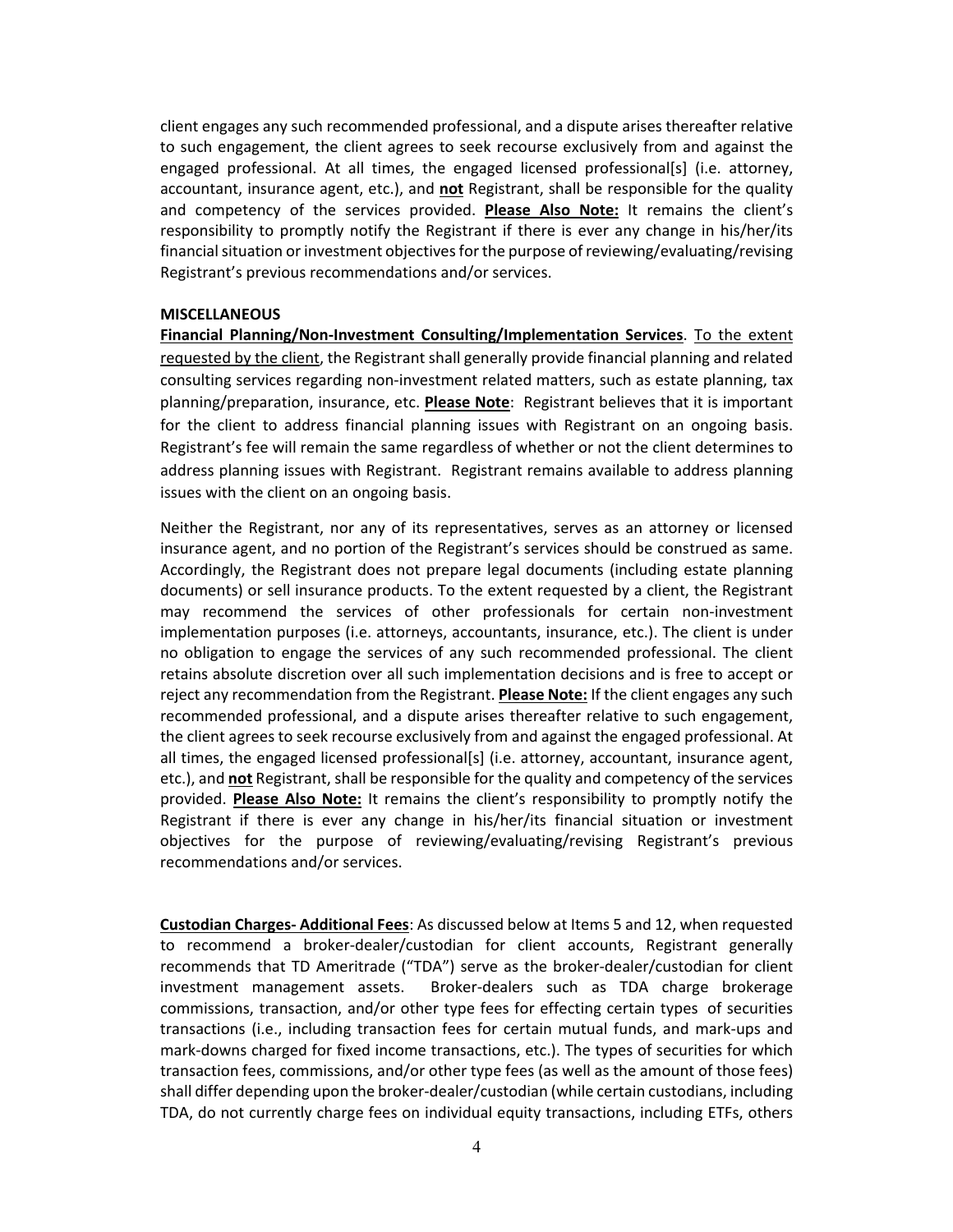client engages any such recommended professional, and a dispute arises thereafter relative to such engagement, the client agrees to seek recourse exclusively from and against the engaged professional. At all times, the engaged licensed professional[s] (i.e. attorney, accountant, insurance agent, etc.), and **not** Registrant, shall be responsible for the quality and competency of the services provided. **Please Also Note:** It remains the client's responsibility to promptly notify the Registrant if there is ever any change in his/her/its financial situation or investment objectives for the purpose of reviewing/evaluating/revising Registrant's previous recommendations and/or services.

**MISCELLANEOUS**

**Financial Planning/Non-Investment Consulting/Implementation Services**. To the extent requested by the client, the Registrant shall generally provide financial planning and related consulting services regarding non-investment related matters, such as estate planning, tax planning/preparation, insurance, etc. **Please Note**: Registrant believes that it is important for the client to address financial planning issues with Registrant on an ongoing basis. Registrant's fee will remain the same regardless of whether or not the client determines to address planning issues with Registrant. Registrant remains available to address planning issues with the client on an ongoing basis.

Neither the Registrant, nor any of its representatives, serves as an attorney or licensed insurance agent, and no portion of the Registrant's services should be construed as same. Accordingly, the Registrant does not prepare legal documents (including estate planning documents) or sell insurance products. To the extent requested by a client, the Registrant may recommend the services of other professionals for certain non-investment implementation purposes (i.e. attorneys, accountants, insurance, etc.). The client is under no obligation to engage the services of any such recommended professional. The client retains absolute discretion over all such implementation decisions and is free to accept or reject any recommendation from the Registrant. **Please Note:** If the client engages any such recommended professional, and a dispute arises thereafter relative to such engagement, the client agrees to seek recourse exclusively from and against the engaged professional. At all times, the engaged licensed professional[s] (i.e. attorney, accountant, insurance agent, etc.), and **not** Registrant, shall be responsible for the quality and competency of the services provided. **Please Also Note:** It remains the client's responsibility to promptly notify the Registrant if there is ever any change in his/her/its financial situation or investment objectives for the purpose of reviewing/evaluating/revising Registrant's previous recommendations and/or services.

**Custodian Charges- Additional Fees**: As discussed below at Items 5 and 12, when requested to recommend a broker-dealer/custodian for client accounts, Registrant generally recommends that TD Ameritrade ("TDA") serve as the broker-dealer/custodian for client investment management assets. Broker-dealers such as TDA charge brokerage commissions, transaction, and/or other type fees for effecting certain types of securities transactions (i.e., including transaction fees for certain mutual funds, and mark-ups and mark-downs charged for fixed income transactions, etc.). The types of securities for which transaction fees, commissions, and/or other type fees (as well as the amount of those fees) shall differ depending upon the broker-dealer/custodian (while certain custodians, including TDA, do not currently charge fees on individual equity transactions, including ETFs, others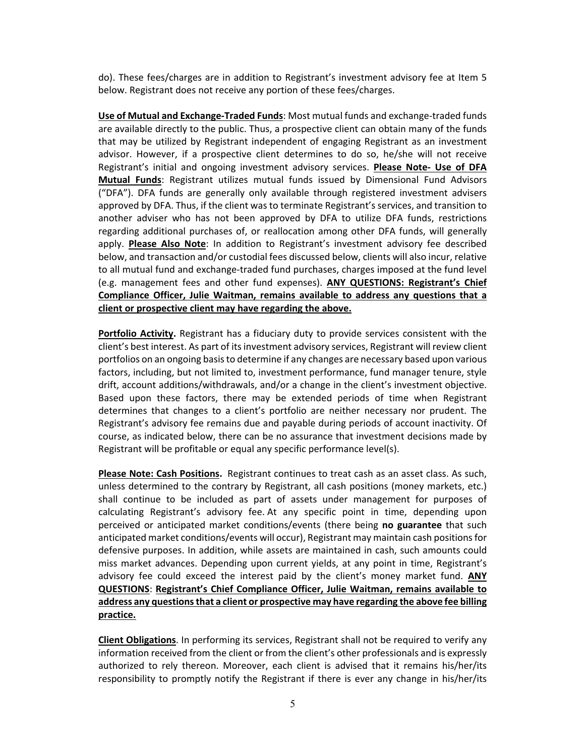do). These fees/charges are in addition to Registrant's investment advisory fee at Item 5 below. Registrant does not receive any portion of these fees/charges.

**Use of Mutual and Exchange-Traded Funds**: Most mutual funds and exchange-traded funds are available directly to the public. Thus, a prospective client can obtain many of the funds that may be utilized by Registrant independent of engaging Registrant as an investment advisor. However, if a prospective client determines to do so, he/she will not receive Registrant's initial and ongoing investment advisory services. **Please Note- Use of DFA Mutual Funds**: Registrant utilizes mutual funds issued by Dimensional Fund Advisors ("DFA"). DFA funds are generally only available through registered investment advisers approved by DFA. Thus, if the client was to terminate Registrant's services, and transition to another adviser who has not been approved by DFA to utilize DFA funds, restrictions regarding additional purchases of, or reallocation among other DFA funds, will generally apply. **Please Also Note**: In addition to Registrant's investment advisory fee described below, and transaction and/or custodial fees discussed below, clients will also incur, relative to all mutual fund and exchange-traded fund purchases, charges imposed at the fund level (e.g. management fees and other fund expenses). **ANY QUESTIONS: Registrant's Chief Compliance Officer, Julie Waitman, remains available to address any questions that a client or prospective client may have regarding the above.**

**Portfolio Activity.** Registrant has a fiduciary duty to provide services consistent with the client's best interest. As part of its investment advisory services, Registrant will review client portfolios on an ongoing basis to determine if any changes are necessary based upon various factors, including, but not limited to, investment performance, fund manager tenure, style drift, account additions/withdrawals, and/or a change in the client's investment objective. Based upon these factors, there may be extended periods of time when Registrant determines that changes to a client's portfolio are neither necessary nor prudent. The Registrant's advisory fee remains due and payable during periods of account inactivity. Of course, as indicated below, there can be no assurance that investment decisions made by Registrant will be profitable or equal any specific performance level(s).

**Please Note: Cash Positions.** Registrant continues to treat cash as an asset class. As such, unless determined to the contrary by Registrant, all cash positions (money markets, etc.) shall continue to be included as part of assets under management for purposes of calculating Registrant's advisory fee. At any specific point in time, depending upon perceived or anticipated market conditions/events (there being **no guarantee** that such anticipated market conditions/events will occur), Registrant may maintain cash positions for defensive purposes. In addition, while assets are maintained in cash, such amounts could miss market advances. Depending upon current yields, at any point in time, Registrant's advisory fee could exceed the interest paid by the client's money market fund. **ANY QUESTIONS**: **Registrant's Chief Compliance Officer, Julie Waitman, remains available to address any questions that a client or prospective may have regarding the above fee billing practice.**

**Client Obligations**. In performing its services, Registrant shall not be required to verify any information received from the client or from the client's other professionals and is expressly authorized to rely thereon. Moreover, each client is advised that it remains his/her/its responsibility to promptly notify the Registrant if there is ever any change in his/her/its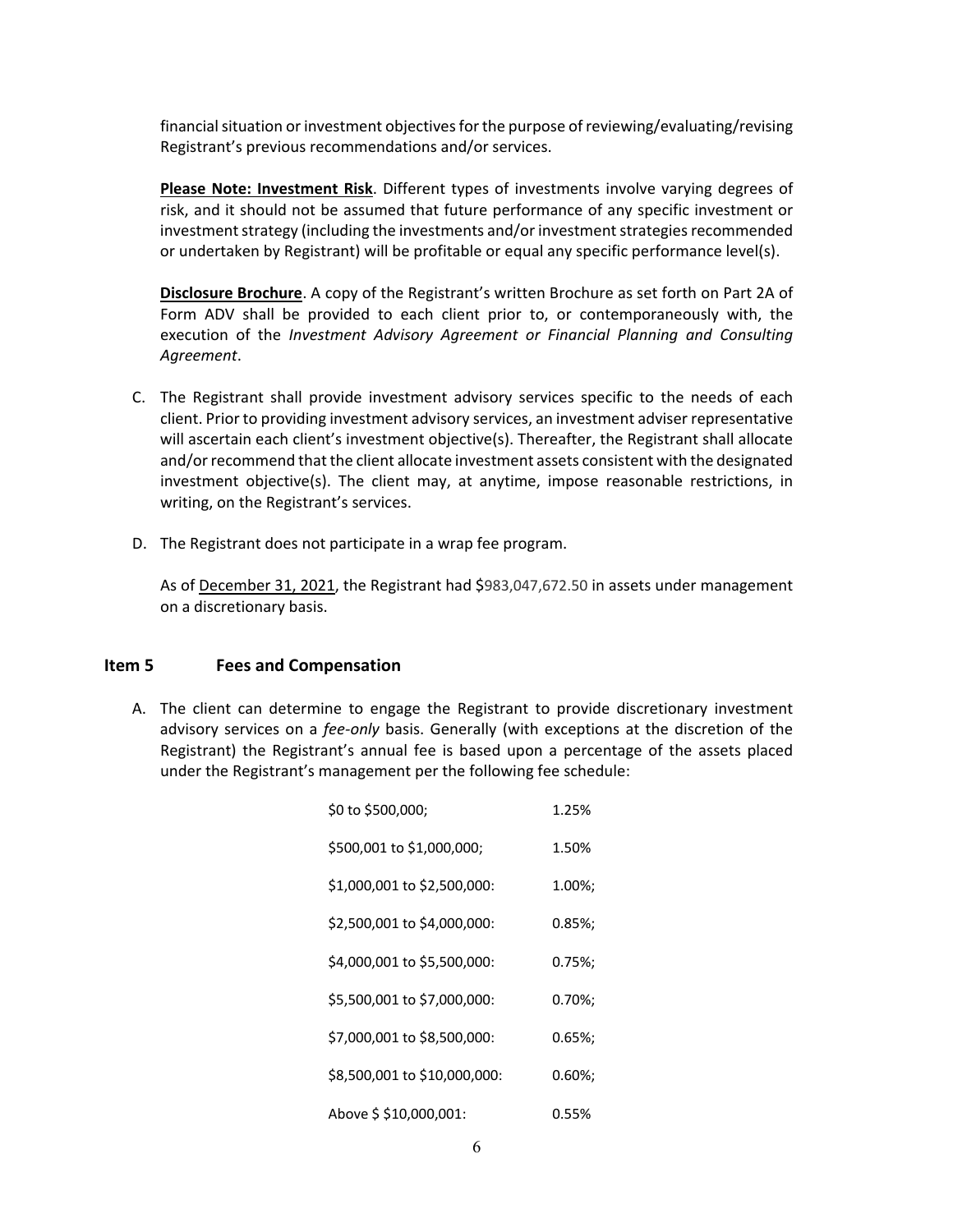financial situation or investment objectives for the purpose of reviewing/evaluating/revising Registrant's previous recommendations and/or services.

**Please Note: Investment Risk**. Different types of investments involve varying degrees of risk, and it should not be assumed that future performance of any specific investment or investment strategy (including the investments and/or investment strategies recommended or undertaken by Registrant) will be profitable or equal any specific performance level(s).

**Disclosure Brochure**. A copy of the Registrant's written Brochure as set forth on Part 2A of Form ADV shall be provided to each client prior to, or contemporaneously with, the execution of the *Investment Advisory Agreement or Financial Planning and Consulting Agreement*.

C. The Registrant shall provide investment advisory services specific to the needs of each client. Prior to providing investment advisory services, an investment adviser representative will ascertain each client's investment objective(s). Thereafter, the Registrant shall allocate and/or recommend that the client allocate investment assets consistent with the designated investment objective(s). The client may, at anytime, impose reasonable restrictions, in writing, on the Registrant's services.

D. The Registrant does not participate in a wrap fee program.

As of December 31, 2021, the Registrant had $983,047,672.50 in assets under management on a discretionary basis.

## Item 5 Fees and Compensation

A. The client can determine to engage the Registrant to provide discretionary investment advisory services on a *fee-only* basis. Generally (with exceptions at the discretion of the Registrant) the Registrant's annual fee is based upon a percentage of the assets placed under the Registrant's management per the following fee schedule:

| | |
|---|---|
| $0 to $500,000; | 1.25% |
| $500,001 to $1,000,000; | 1.50% |
| $1,000,001 to $2,500,000: | 1.00%; |
| $2,500,001 to $4,000,000: | 0.85%; |
| $4,000,001 to $5,500,000: | 0.75%; |
| $5,500,001 to $7,000,000: | 0.70%; |
| $7,000,001 to $8,500,000: | 0.65%; |
| $8,500,001 to $10,000,000: | 0.60%; |
| Above $ $10,000,001: | 0.55% |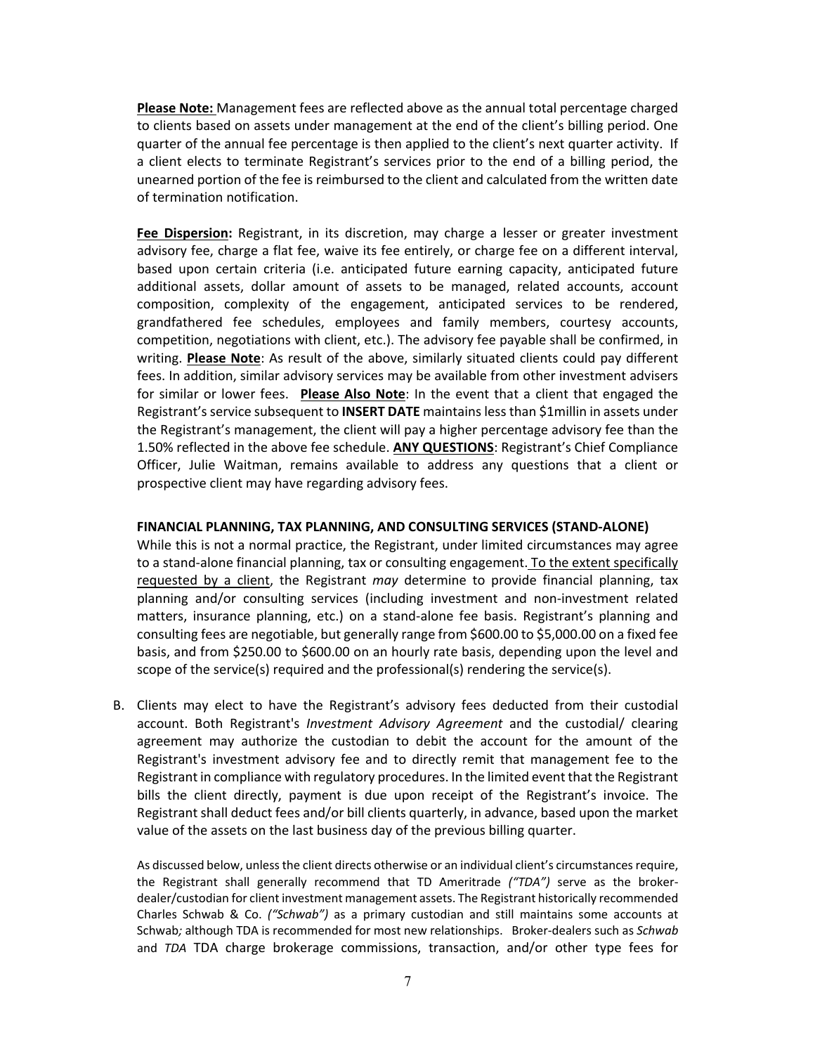**Please Note:** Management fees are reflected above as the annual total percentage charged to clients based on assets under management at the end of the client's billing period. One quarter of the annual fee percentage is then applied to the client's next quarter activity. If a client elects to terminate Registrant's services prior to the end of a billing period, the unearned portion of the fee is reimbursed to the client and calculated from the written date of termination notification.

**Fee Dispersion:** Registrant, in its discretion, may charge a lesser or greater investment advisory fee, charge a flat fee, waive its fee entirely, or charge fee on a different interval, based upon certain criteria (i.e. anticipated future earning capacity, anticipated future additional assets, dollar amount of assets to be managed, related accounts, account composition, complexity of the engagement, anticipated services to be rendered, grandfathered fee schedules, employees and family members, courtesy accounts, competition, negotiations with client, etc.). The advisory fee payable shall be confirmed, in writing. **Please Note**: As result of the above, similarly situated clients could pay different fees. In addition, similar advisory services may be available from other investment advisers for similar or lower fees. **Please Also Note**: In the event that a client that engaged the Registrant's service subsequent to **INSERT DATE** maintains less than $1millin in assets under the Registrant's management, the client will pay a higher percentage advisory fee than the 1.50% reflected in the above fee schedule. **ANY QUESTIONS**: Registrant's Chief Compliance Officer, Julie Waitman, remains available to address any questions that a client or prospective client may have regarding advisory fees.

**FINANCIAL PLANNING, TAX PLANNING, AND CONSULTING SERVICES (STAND-ALONE)**

While this is not a normal practice, the Registrant, under limited circumstances may agree to a stand-alone financial planning, tax or consulting engagement. To the extent specifically requested by a client, the Registrant *may* determine to provide financial planning, tax planning and/or consulting services (including investment and non-investment related matters, insurance planning, etc.) on a stand-alone fee basis. Registrant's planning and consulting fees are negotiable, but generally range from $600.00 to $5,000.00 on a fixed fee basis, and from $250.00 to $600.00 on an hourly rate basis, depending upon the level and scope of the service(s) required and the professional(s) rendering the service(s).

B. Clients may elect to have the Registrant's advisory fees deducted from their custodial account. Both Registrant's *Investment Advisory Agreement* and the custodial/ clearing agreement may authorize the custodian to debit the account for the amount of the Registrant's investment advisory fee and to directly remit that management fee to the Registrant in compliance with regulatory procedures. In the limited event that the Registrant bills the client directly, payment is due upon receipt of the Registrant's invoice. The Registrant shall deduct fees and/or bill clients quarterly, in advance, based upon the market value of the assets on the last business day of the previous billing quarter.

As discussed below, unless the client directs otherwise or an individual client's circumstances require, the Registrant shall generally recommend that TD Ameritrade *("TDA")* serve as the broker-dealer/custodian for client investment management assets. The Registrant historically recommended Charles Schwab & Co. *("Schwab")* as a primary custodian and still maintains some accounts at Schwab*;* although TDA is recommended for most new relationships. Broker-dealers such as *Schwab* and *TDA* TDA charge brokerage commissions, transaction, and/or other type fees for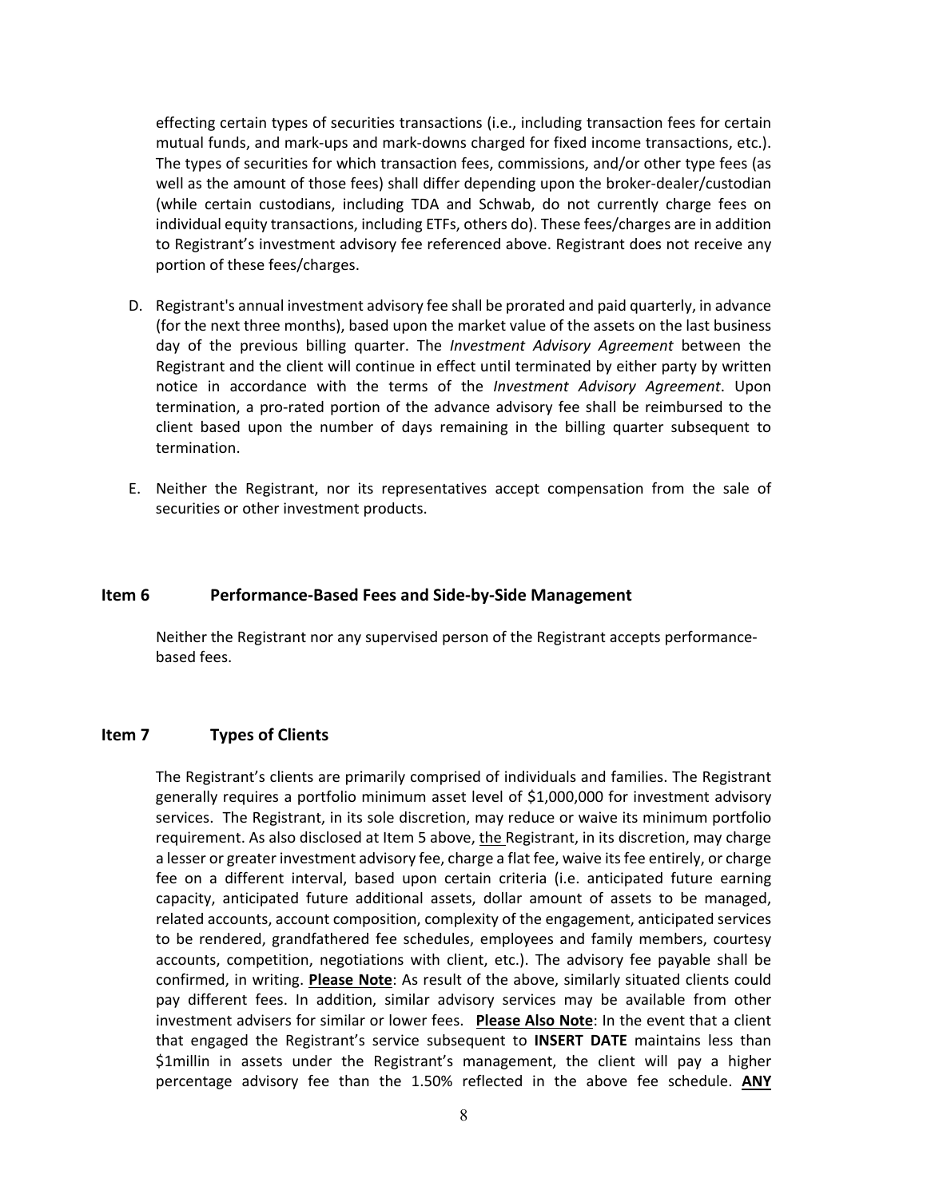effecting certain types of securities transactions (i.e., including transaction fees for certain mutual funds, and mark-ups and mark-downs charged for fixed income transactions, etc.). The types of securities for which transaction fees, commissions, and/or other type fees (as well as the amount of those fees) shall differ depending upon the broker-dealer/custodian (while certain custodians, including TDA and Schwab, do not currently charge fees on individual equity transactions, including ETFs, others do). These fees/charges are in addition to Registrant's investment advisory fee referenced above. Registrant does not receive any portion of these fees/charges.

D. Registrant's annual investment advisory fee shall be prorated and paid quarterly, in advance (for the next three months), based upon the market value of the assets on the last business day of the previous billing quarter. The *Investment Advisory Agreement* between the Registrant and the client will continue in effect until terminated by either party by written notice in accordance with the terms of the *Investment Advisory Agreement*. Upon termination, a pro-rated portion of the advance advisory fee shall be reimbursed to the client based upon the number of days remaining in the billing quarter subsequent to termination.

E. Neither the Registrant, nor its representatives accept compensation from the sale of securities or other investment products.

## Item 6 Performance-Based Fees and Side-by-Side Management

Neither the Registrant nor any supervised person of the Registrant accepts performance-based fees.

## Item 7 Types of Clients

The Registrant's clients are primarily comprised of individuals and families. The Registrant generally requires a portfolio minimum asset level of $1,000,000 for investment advisory services. The Registrant, in its sole discretion, may reduce or waive its minimum portfolio requirement. As also disclosed at Item 5 above, the Registrant, in its discretion, may charge a lesser or greater investment advisory fee, charge a flat fee, waive its fee entirely, or charge fee on a different interval, based upon certain criteria (i.e. anticipated future earning capacity, anticipated future additional assets, dollar amount of assets to be managed, related accounts, account composition, complexity of the engagement, anticipated services to be rendered, grandfathered fee schedules, employees and family members, courtesy accounts, competition, negotiations with client, etc.). The advisory fee payable shall be confirmed, in writing. **<u>Please Note</u>**: As result of the above, similarly situated clients could pay different fees. In addition, similar advisory services may be available from other investment advisers for similar or lower fees. **<u>Please Also Note</u>**: In the event that a client that engaged the Registrant's service subsequent to **INSERT DATE** maintains less than $1millin in assets under the Registrant's management, the client will pay a higher percentage advisory fee than the 1.50% reflected in the above fee schedule. **<u>ANY</u>**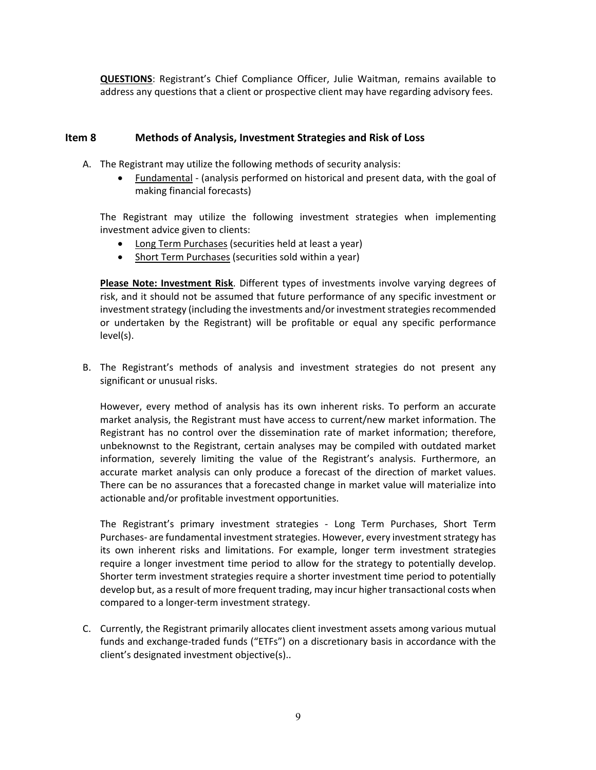**QUESTIONS**: Registrant's Chief Compliance Officer, Julie Waitman, remains available to address any questions that a client or prospective client may have regarding advisory fees.

## Item 8 Methods of Analysis, Investment Strategies and Risk of Loss

A. The Registrant may utilize the following methods of security analysis:

- Fundamental - (analysis performed on historical and present data, with the goal of making financial forecasts)

The Registrant may utilize the following investment strategies when implementing investment advice given to clients:

- Long Term Purchases (securities held at least a year)
- Short Term Purchases (securities sold within a year)

**Please Note: Investment Risk**. Different types of investments involve varying degrees of risk, and it should not be assumed that future performance of any specific investment or investment strategy (including the investments and/or investment strategies recommended or undertaken by the Registrant) will be profitable or equal any specific performance level(s).

B. The Registrant's methods of analysis and investment strategies do not present any significant or unusual risks.

However, every method of analysis has its own inherent risks. To perform an accurate market analysis, the Registrant must have access to current/new market information. The Registrant has no control over the dissemination rate of market information; therefore, unbeknownst to the Registrant, certain analyses may be compiled with outdated market information, severely limiting the value of the Registrant's analysis. Furthermore, an accurate market analysis can only produce a forecast of the direction of market values. There can be no assurances that a forecasted change in market value will materialize into actionable and/or profitable investment opportunities.

The Registrant's primary investment strategies - Long Term Purchases, Short Term Purchases- are fundamental investment strategies. However, every investment strategy has its own inherent risks and limitations. For example, longer term investment strategies require a longer investment time period to allow for the strategy to potentially develop. Shorter term investment strategies require a shorter investment time period to potentially develop but, as a result of more frequent trading, may incur higher transactional costs when compared to a longer-term investment strategy.

C. Currently, the Registrant primarily allocates client investment assets among various mutual funds and exchange-traded funds ("ETFs") on a discretionary basis in accordance with the client's designated investment objective(s)..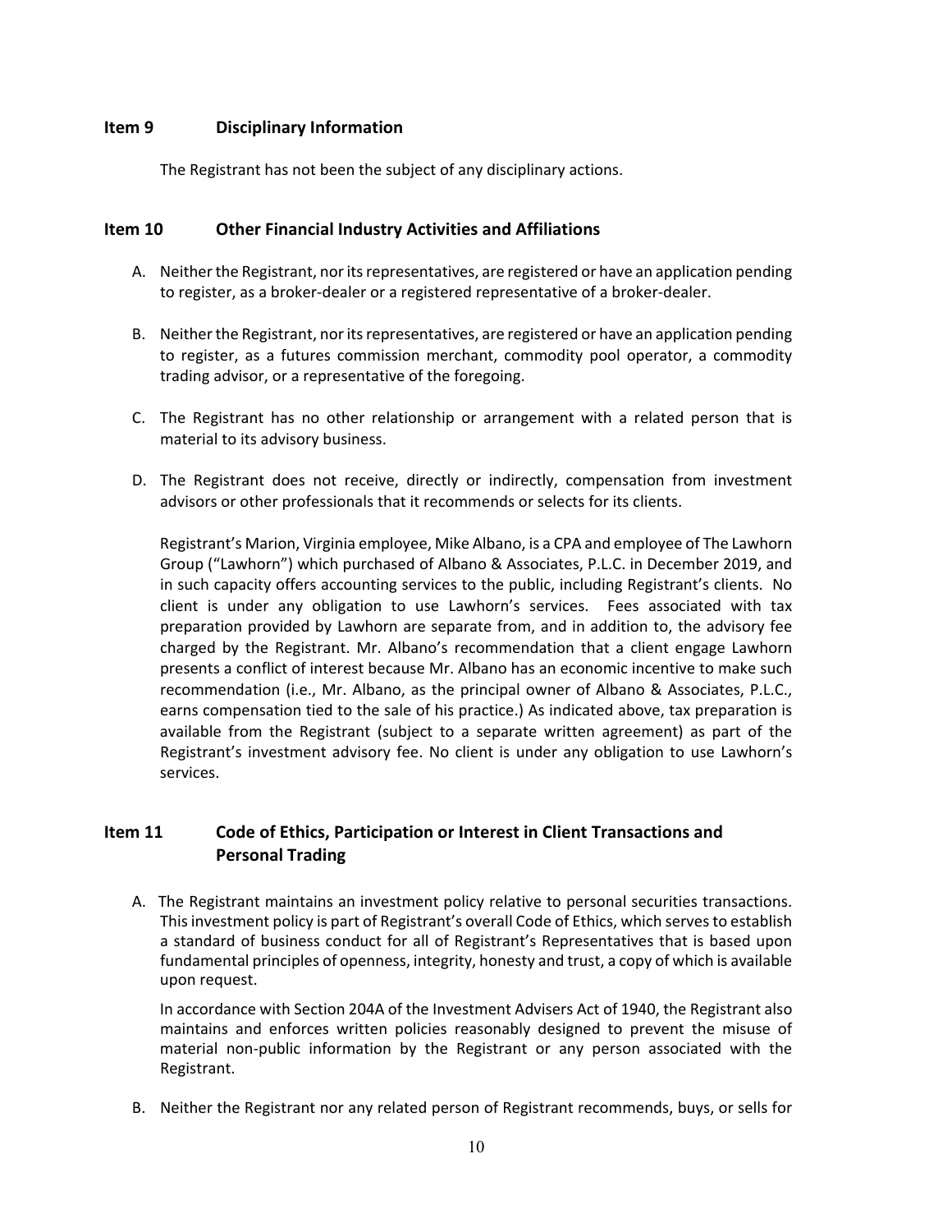## Item 9 Disciplinary Information

The Registrant has not been the subject of any disciplinary actions.

## Item 10 Other Financial Industry Activities and Affiliations

A. Neither the Registrant, nor its representatives, are registered or have an application pending to register, as a broker-dealer or a registered representative of a broker-dealer.

B. Neither the Registrant, nor its representatives, are registered or have an application pending to register, as a futures commission merchant, commodity pool operator, a commodity trading advisor, or a representative of the foregoing.

C. The Registrant has no other relationship or arrangement with a related person that is material to its advisory business.

D. The Registrant does not receive, directly or indirectly, compensation from investment advisors or other professionals that it recommends or selects for its clients.

   Registrant's Marion, Virginia employee, Mike Albano, is a CPA and employee of The Lawhorn Group ("Lawhorn") which purchased of Albano & Associates, P.L.C. in December 2019, and in such capacity offers accounting services to the public, including Registrant's clients. No client is under any obligation to use Lawhorn's services. Fees associated with tax preparation provided by Lawhorn are separate from, and in addition to, the advisory fee charged by the Registrant. Mr. Albano's recommendation that a client engage Lawhorn presents a conflict of interest because Mr. Albano has an economic incentive to make such recommendation (i.e., Mr. Albano, as the principal owner of Albano & Associates, P.L.C., earns compensation tied to the sale of his practice.) As indicated above, tax preparation is available from the Registrant (subject to a separate written agreement) as part of the Registrant's investment advisory fee. No client is under any obligation to use Lawhorn's services.

## Item 11 Code of Ethics, Participation or Interest in Client Transactions and Personal Trading

A. The Registrant maintains an investment policy relative to personal securities transactions. This investment policy is part of Registrant's overall Code of Ethics, which serves to establish a standard of business conduct for all of Registrant's Representatives that is based upon fundamental principles of openness, integrity, honesty and trust, a copy of which is available upon request.

   In accordance with Section 204A of the Investment Advisers Act of 1940, the Registrant also maintains and enforces written policies reasonably designed to prevent the misuse of material non-public information by the Registrant or any person associated with the Registrant.

B. Neither the Registrant nor any related person of Registrant recommends, buys, or sells for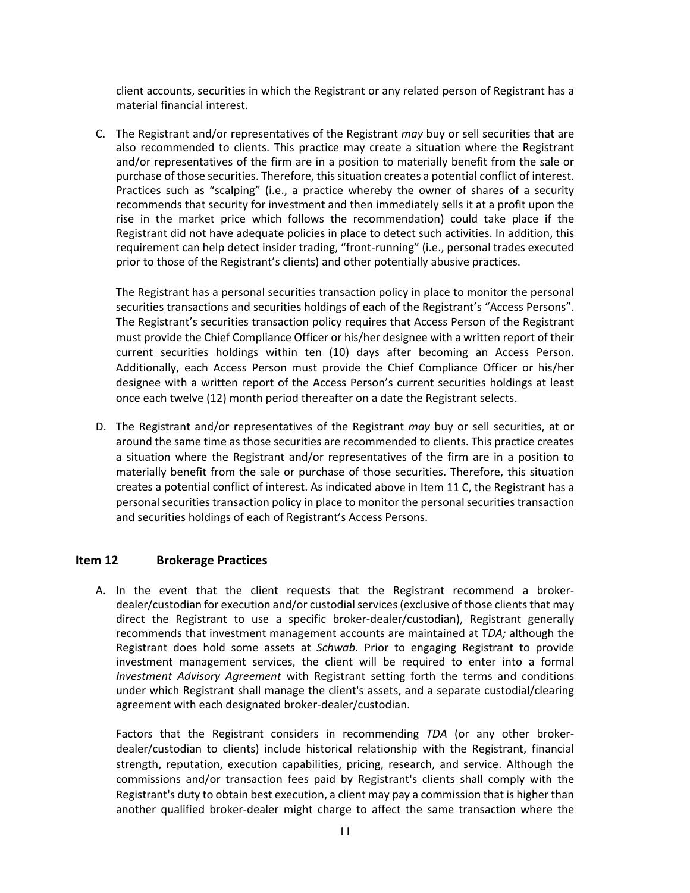client accounts, securities in which the Registrant or any related person of Registrant has a material financial interest.

C. The Registrant and/or representatives of the Registrant *may* buy or sell securities that are also recommended to clients. This practice may create a situation where the Registrant and/or representatives of the firm are in a position to materially benefit from the sale or purchase of those securities. Therefore, this situation creates a potential conflict of interest. Practices such as "scalping" (i.e., a practice whereby the owner of shares of a security recommends that security for investment and then immediately sells it at a profit upon the rise in the market price which follows the recommendation) could take place if the Registrant did not have adequate policies in place to detect such activities. In addition, this requirement can help detect insider trading, "front-running" (i.e., personal trades executed prior to those of the Registrant's clients) and other potentially abusive practices.

   The Registrant has a personal securities transaction policy in place to monitor the personal securities transactions and securities holdings of each of the Registrant's "Access Persons". The Registrant's securities transaction policy requires that Access Person of the Registrant must provide the Chief Compliance Officer or his/her designee with a written report of their current securities holdings within ten (10) days after becoming an Access Person. Additionally, each Access Person must provide the Chief Compliance Officer or his/her designee with a written report of the Access Person's current securities holdings at least once each twelve (12) month period thereafter on a date the Registrant selects.

D. The Registrant and/or representatives of the Registrant *may* buy or sell securities, at or around the same time as those securities are recommended to clients. This practice creates a situation where the Registrant and/or representatives of the firm are in a position to materially benefit from the sale or purchase of those securities. Therefore, this situation creates a potential conflict of interest. As indicated above in Item 11 C, the Registrant has a personal securities transaction policy in place to monitor the personal securities transaction and securities holdings of each of Registrant's Access Persons.

## Item 12 Brokerage Practices

A. In the event that the client requests that the Registrant recommend a broker-dealer/custodian for execution and/or custodial services (exclusive of those clients that may direct the Registrant to use a specific broker-dealer/custodian), Registrant generally recommends that investment management accounts are maintained at T*DA;* although the Registrant does hold some assets at *Schwab*. Prior to engaging Registrant to provide investment management services, the client will be required to enter into a formal *Investment Advisory Agreement* with Registrant setting forth the terms and conditions under which Registrant shall manage the client's assets, and a separate custodial/clearing agreement with each designated broker-dealer/custodian.

   Factors that the Registrant considers in recommending *TDA* (or any other broker-dealer/custodian to clients) include historical relationship with the Registrant, financial strength, reputation, execution capabilities, pricing, research, and service. Although the commissions and/or transaction fees paid by Registrant's clients shall comply with the Registrant's duty to obtain best execution, a client may pay a commission that is higher than another qualified broker-dealer might charge to affect the same transaction where the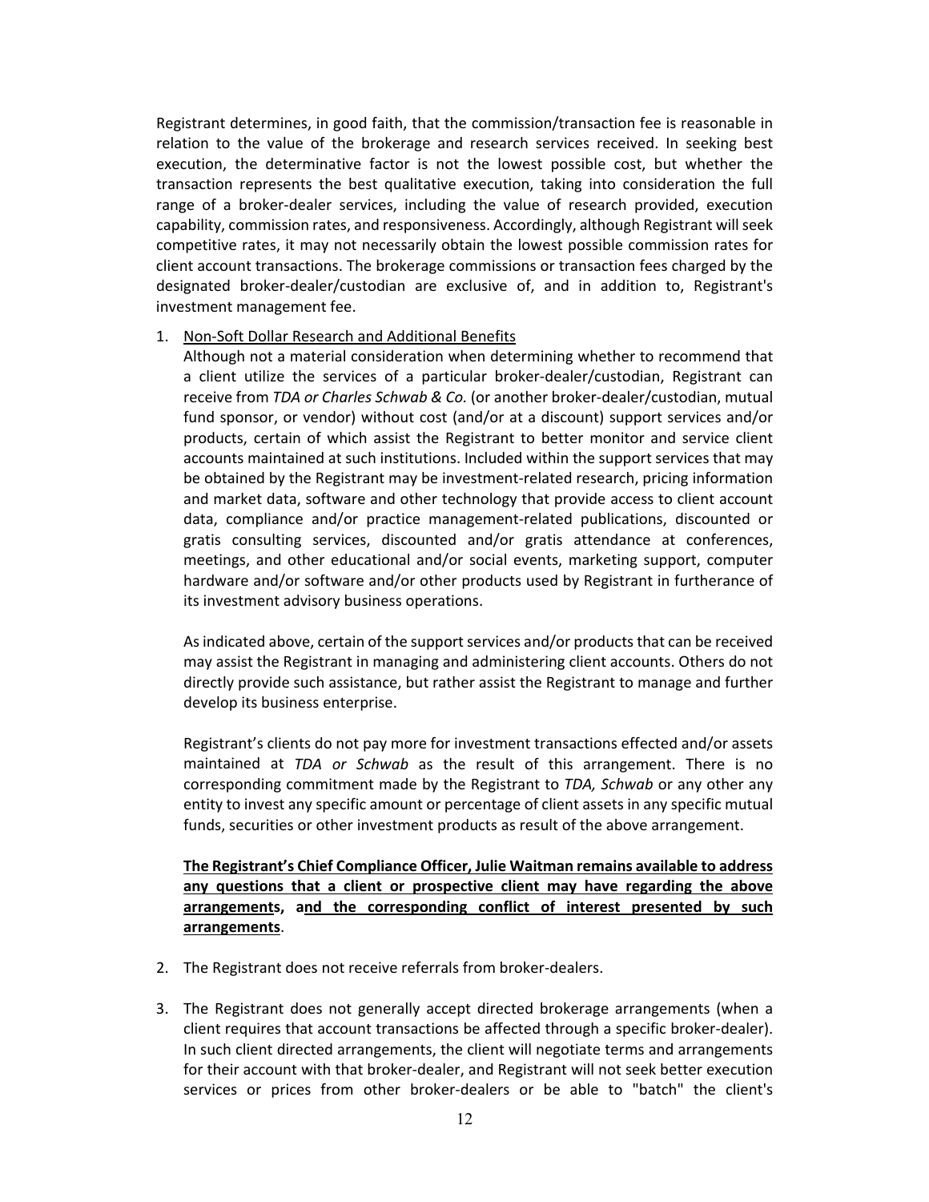Registrant determines, in good faith, that the commission/transaction fee is reasonable in relation to the value of the brokerage and research services received. In seeking best execution, the determinative factor is not the lowest possible cost, but whether the transaction represents the best qualitative execution, taking into consideration the full range of a broker-dealer services, including the value of research provided, execution capability, commission rates, and responsiveness. Accordingly, although Registrant will seek competitive rates, it may not necessarily obtain the lowest possible commission rates for client account transactions. The brokerage commissions or transaction fees charged by the designated broker-dealer/custodian are exclusive of, and in addition to, Registrant's investment management fee.

1. <u>Non-Soft Dollar Research and Additional Benefits</u>
   Although not a material consideration when determining whether to recommend that a client utilize the services of a particular broker-dealer/custodian, Registrant can receive from *TDA or Charles Schwab & Co.* (or another broker-dealer/custodian, mutual fund sponsor, or vendor) without cost (and/or at a discount) support services and/or products, certain of which assist the Registrant to better monitor and service client accounts maintained at such institutions. Included within the support services that may be obtained by the Registrant may be investment-related research, pricing information and market data, software and other technology that provide access to client account data, compliance and/or practice management-related publications, discounted or gratis consulting services, discounted and/or gratis attendance at conferences, meetings, and other educational and/or social events, marketing support, computer hardware and/or software and/or other products used by Registrant in furtherance of its investment advisory business operations.

   As indicated above, certain of the support services and/or products that can be received may assist the Registrant in managing and administering client accounts. Others do not directly provide such assistance, but rather assist the Registrant to manage and further develop its business enterprise.

   Registrant's clients do not pay more for investment transactions effected and/or assets maintained at *TDA or Schwab* as the result of this arrangement. There is no corresponding commitment made by the Registrant to *TDA, Schwab* or any other any entity to invest any specific amount or percentage of client assets in any specific mutual funds, securities or other investment products as result of the above arrangement.

   **<u>The Registrant's Chief Compliance Officer, Julie Waitman remains available to address any questions that a client or prospective client may have regarding the above arrangements, and the corresponding conflict of interest presented by such arrangements</u>.**

2. The Registrant does not receive referrals from broker-dealers.

3. The Registrant does not generally accept directed brokerage arrangements (when a client requires that account transactions be affected through a specific broker-dealer). In such client directed arrangements, the client will negotiate terms and arrangements for their account with that broker-dealer, and Registrant will not seek better execution services or prices from other broker-dealers or be able to "batch" the client's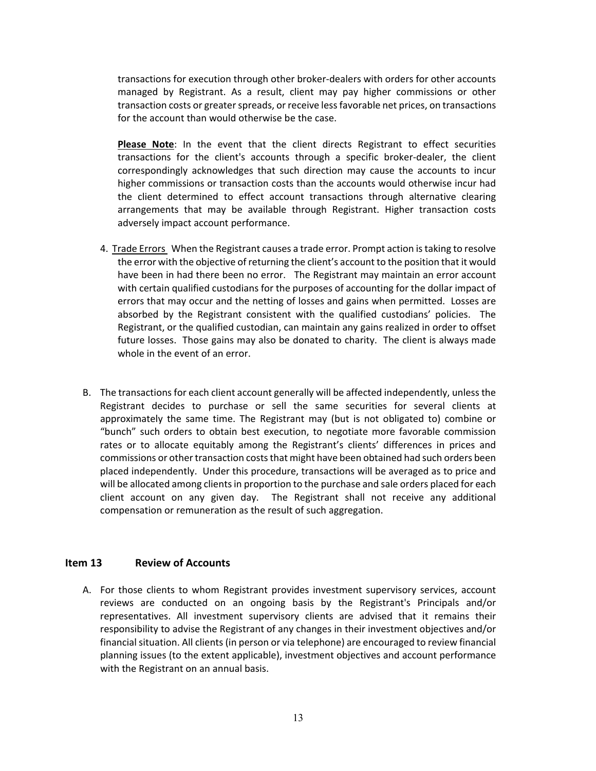transactions for execution through other broker-dealers with orders for other accounts managed by Registrant. As a result, client may pay higher commissions or other transaction costs or greater spreads, or receive less favorable net prices, on transactions for the account than would otherwise be the case.

**Please Note**: In the event that the client directs Registrant to effect securities transactions for the client's accounts through a specific broker-dealer, the client correspondingly acknowledges that such direction may cause the accounts to incur higher commissions or transaction costs than the accounts would otherwise incur had the client determined to effect account transactions through alternative clearing arrangements that may be available through Registrant. Higher transaction costs adversely impact account performance.

4. Trade Errors When the Registrant causes a trade error. Prompt action is taking to resolve the error with the objective of returning the client's account to the position that it would have been in had there been no error. The Registrant may maintain an error account with certain qualified custodians for the purposes of accounting for the dollar impact of errors that may occur and the netting of losses and gains when permitted. Losses are absorbed by the Registrant consistent with the qualified custodians' policies. The Registrant, or the qualified custodian, can maintain any gains realized in order to offset future losses. Those gains may also be donated to charity. The client is always made whole in the event of an error.

B. The transactions for each client account generally will be affected independently, unless the Registrant decides to purchase or sell the same securities for several clients at approximately the same time. The Registrant may (but is not obligated to) combine or "bunch" such orders to obtain best execution, to negotiate more favorable commission rates or to allocate equitably among the Registrant's clients' differences in prices and commissions or other transaction costs that might have been obtained had such orders been placed independently. Under this procedure, transactions will be averaged as to price and will be allocated among clients in proportion to the purchase and sale orders placed for each client account on any given day. The Registrant shall not receive any additional compensation or remuneration as the result of such aggregation.

## Item 13 Review of Accounts

A. For those clients to whom Registrant provides investment supervisory services, account reviews are conducted on an ongoing basis by the Registrant's Principals and/or representatives. All investment supervisory clients are advised that it remains their responsibility to advise the Registrant of any changes in their investment objectives and/or financial situation. All clients (in person or via telephone) are encouraged to review financial planning issues (to the extent applicable), investment objectives and account performance with the Registrant on an annual basis.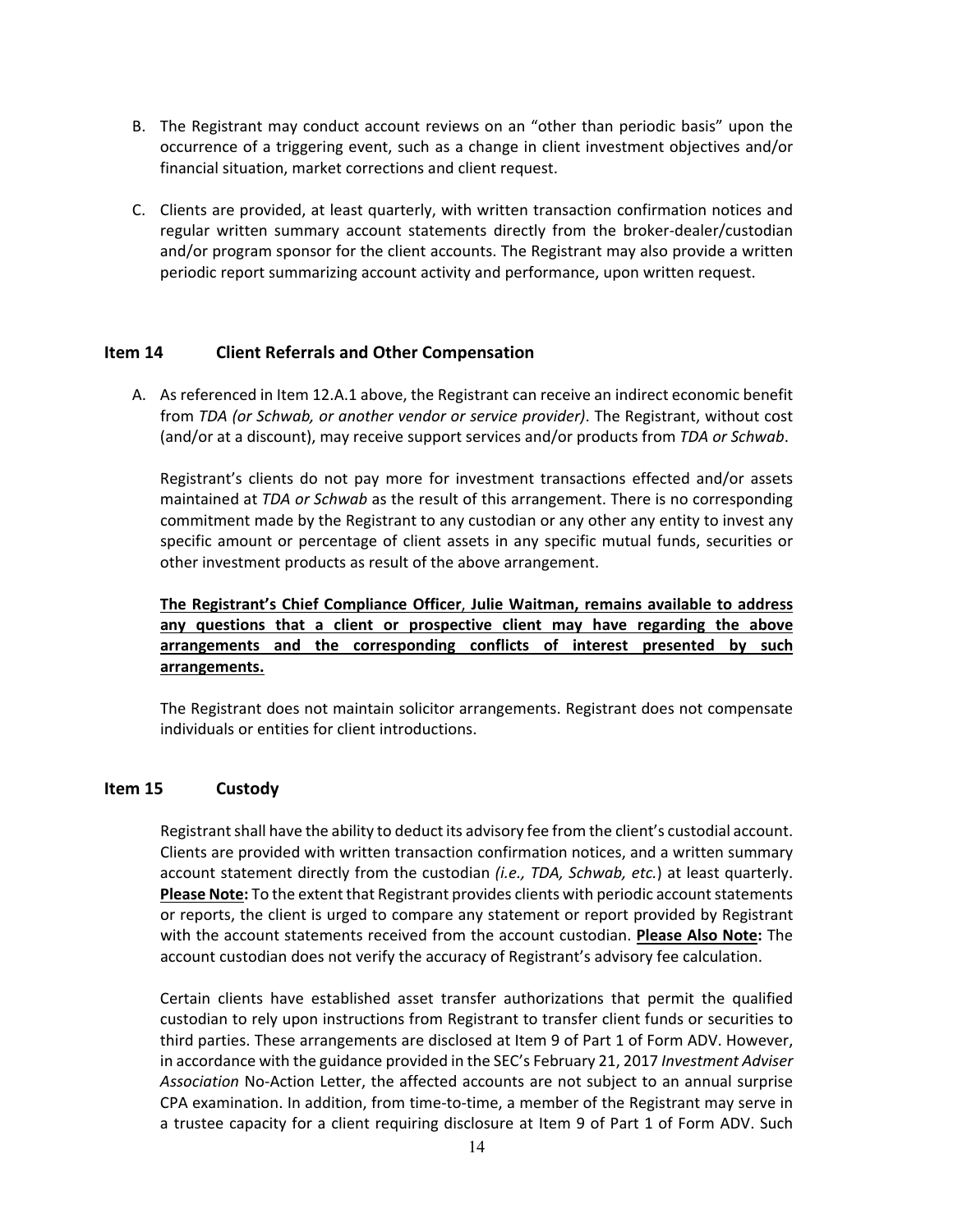B. The Registrant may conduct account reviews on an "other than periodic basis" upon the occurrence of a triggering event, such as a change in client investment objectives and/or financial situation, market corrections and client request.

C. Clients are provided, at least quarterly, with written transaction confirmation notices and regular written summary account statements directly from the broker-dealer/custodian and/or program sponsor for the client accounts. The Registrant may also provide a written periodic report summarizing account activity and performance, upon written request.

## Item 14 Client Referrals and Other Compensation

A. As referenced in Item 12.A.1 above, the Registrant can receive an indirect economic benefit from *TDA (or Schwab, or another vendor or service provider)*. The Registrant, without cost (and/or at a discount), may receive support services and/or products from *TDA or Schwab*.

Registrant's clients do not pay more for investment transactions effected and/or assets maintained at *TDA or Schwab* as the result of this arrangement. There is no corresponding commitment made by the Registrant to any custodian or any other any entity to invest any specific amount or percentage of client assets in any specific mutual funds, securities or other investment products as result of the above arrangement.

**The Registrant's Chief Compliance Officer, Julie Waitman, remains available to address any questions that a client or prospective client may have regarding the above arrangements and the corresponding conflicts of interest presented by such arrangements.**

The Registrant does not maintain solicitor arrangements. Registrant does not compensate individuals or entities for client introductions.

## Item 15 Custody

Registrant shall have the ability to deduct its advisory fee from the client's custodial account. Clients are provided with written transaction confirmation notices, and a written summary account statement directly from the custodian *(i.e., TDA, Schwab, etc.*) at least quarterly. **Please Note:** To the extent that Registrant provides clients with periodic account statements or reports, the client is urged to compare any statement or report provided by Registrant with the account statements received from the account custodian. **Please Also Note:** The account custodian does not verify the accuracy of Registrant's advisory fee calculation.

Certain clients have established asset transfer authorizations that permit the qualified custodian to rely upon instructions from Registrant to transfer client funds or securities to third parties. These arrangements are disclosed at Item 9 of Part 1 of Form ADV. However, in accordance with the guidance provided in the SEC's February 21, 2017 *Investment Adviser Association* No-Action Letter, the affected accounts are not subject to an annual surprise CPA examination. In addition, from time-to-time, a member of the Registrant may serve in a trustee capacity for a client requiring disclosure at Item 9 of Part 1 of Form ADV. Such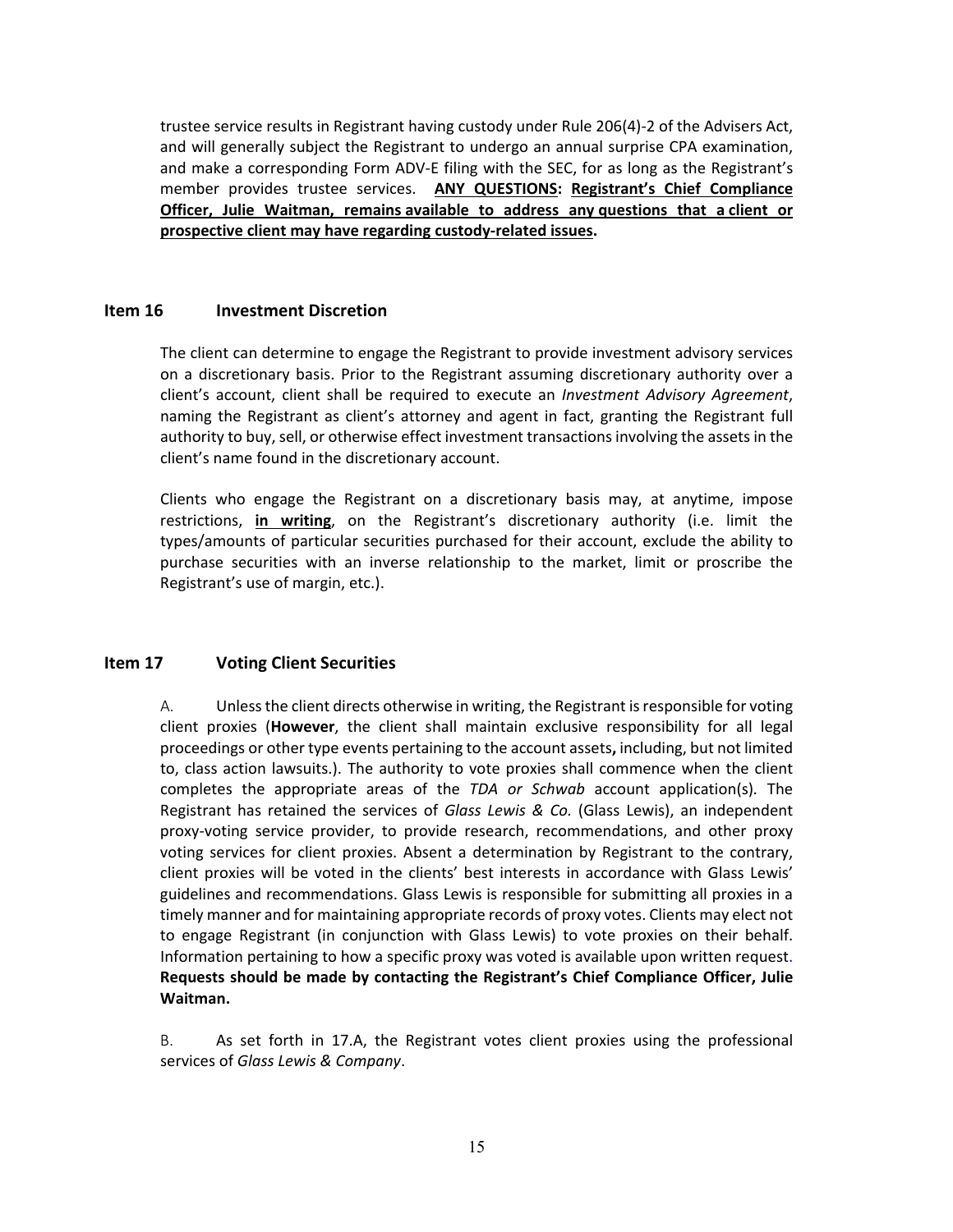trustee service results in Registrant having custody under Rule 206(4)-2 of the Advisers Act, and will generally subject the Registrant to undergo an annual surprise CPA examination, and make a corresponding Form ADV-E filing with the SEC, for as long as the Registrant's member provides trustee services. **ANY QUESTIONS: Registrant's Chief Compliance Officer, Julie Waitman, remains available to address any questions that a client or prospective client may have regarding custody-related issues.**

## Item 16 Investment Discretion

The client can determine to engage the Registrant to provide investment advisory services on a discretionary basis. Prior to the Registrant assuming discretionary authority over a client's account, client shall be required to execute an *Investment Advisory Agreement*, naming the Registrant as client's attorney and agent in fact, granting the Registrant full authority to buy, sell, or otherwise effect investment transactions involving the assets in the client's name found in the discretionary account.

Clients who engage the Registrant on a discretionary basis may, at anytime, impose restrictions, **in writing**, on the Registrant's discretionary authority (i.e. limit the types/amounts of particular securities purchased for their account, exclude the ability to purchase securities with an inverse relationship to the market, limit or proscribe the Registrant's use of margin, etc.).

## Item 17 Voting Client Securities

A. Unless the client directs otherwise in writing, the Registrant is responsible for voting client proxies (**However**, the client shall maintain exclusive responsibility for all legal proceedings or other type events pertaining to the account assets**,** including, but not limited to, class action lawsuits.). The authority to vote proxies shall commence when the client completes the appropriate areas of the *TDA or Schwab* account application(s). The Registrant has retained the services of *Glass Lewis & Co.* (Glass Lewis), an independent proxy-voting service provider, to provide research, recommendations, and other proxy voting services for client proxies. Absent a determination by Registrant to the contrary, client proxies will be voted in the clients' best interests in accordance with Glass Lewis' guidelines and recommendations. Glass Lewis is responsible for submitting all proxies in a timely manner and for maintaining appropriate records of proxy votes. Clients may elect not to engage Registrant (in conjunction with Glass Lewis) to vote proxies on their behalf. Information pertaining to how a specific proxy was voted is available upon written request. **Requests should be made by contacting the Registrant's Chief Compliance Officer, Julie Waitman.**

B. As set forth in 17.A, the Registrant votes client proxies using the professional services of *Glass Lewis & Company*.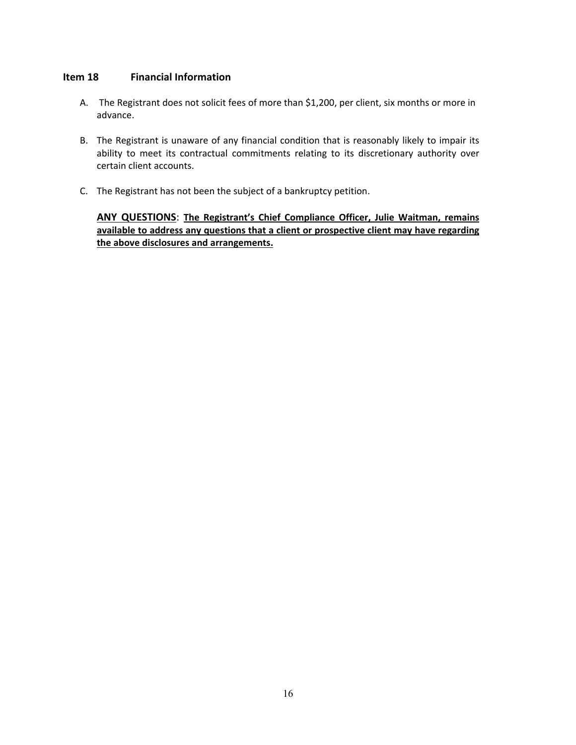## Item 18 Financial Information

A. The Registrant does not solicit fees of more than $1,200, per client, six months or more in advance.

B. The Registrant is unaware of any financial condition that is reasonably likely to impair its ability to meet its contractual commitments relating to its discretionary authority over certain client accounts.

C. The Registrant has not been the subject of a bankruptcy petition.

**ANY QUESTIONS**: **The Registrant's Chief Compliance Officer, Julie Waitman, remains available to address any questions that a client or prospective client may have regarding the above disclosures and arrangements.**